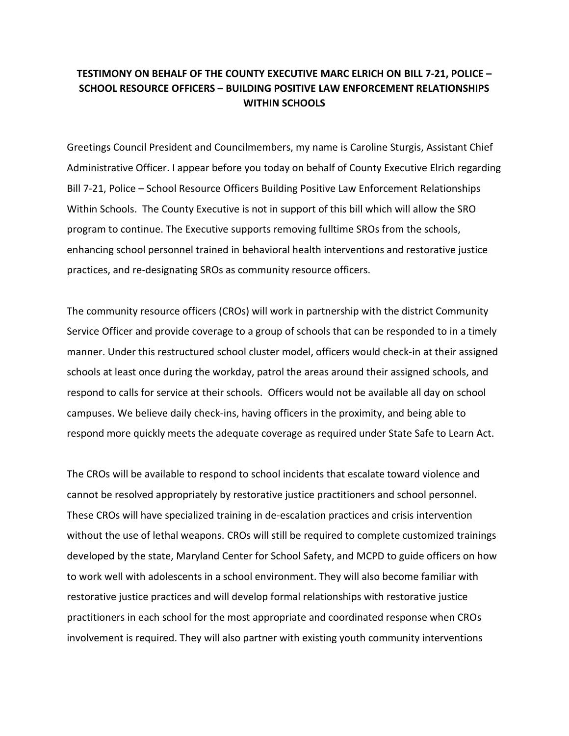**TESTIMONY ON BEHALF OF THE COUNTY EXECUTIVE MARC ELRICH ON BILL 7-21, POLICE – SCHOOL RESOURCE OFFICERS – BUILDING POSITIVE LAW ENFORCEMENT RELATIONSHIPS WITHIN SCHOOLS**

Greetings Council President and Councilmembers, my name is Caroline Sturgis, Assistant Chief Administrative Officer. I appear before you today on behalf of County Executive Elrich regarding Bill 7-21, Police – School Resource Officers Building Positive Law Enforcement Relationships Within Schools. The County Executive is not in support of this bill which will allow the SRO program to continue. The Executive supports removing fulltime SROs from the schools, enhancing school personnel trained in behavioral health interventions and restorative justice practices, and re-designating SROs as community resource officers.

The community resource officers (CROs) will work in partnership with the district Community Service Officer and provide coverage to a group of schools that can be responded to in a timely manner. Under this restructured school cluster model, officers would check-in at their assigned schools at least once during the workday, patrol the areas around their assigned schools, and respond to calls for service at their schools. Officers would not be available all day on school campuses. We believe daily check-ins, having officers in the proximity, and being able to respond more quickly meets the adequate coverage as required under State Safe to Learn Act.

The CROs will be available to respond to school incidents that escalate toward violence and cannot be resolved appropriately by restorative justice practitioners and school personnel. These CROs will have specialized training in de-escalation practices and crisis intervention without the use of lethal weapons. CROs will still be required to complete customized trainings developed by the state, Maryland Center for School Safety, and MCPD to guide officers on how to work well with adolescents in a school environment. They will also become familiar with restorative justice practices and will develop formal relationships with restorative justice practitioners in each school for the most appropriate and coordinated response when CROs involvement is required. They will also partner with existing youth community interventions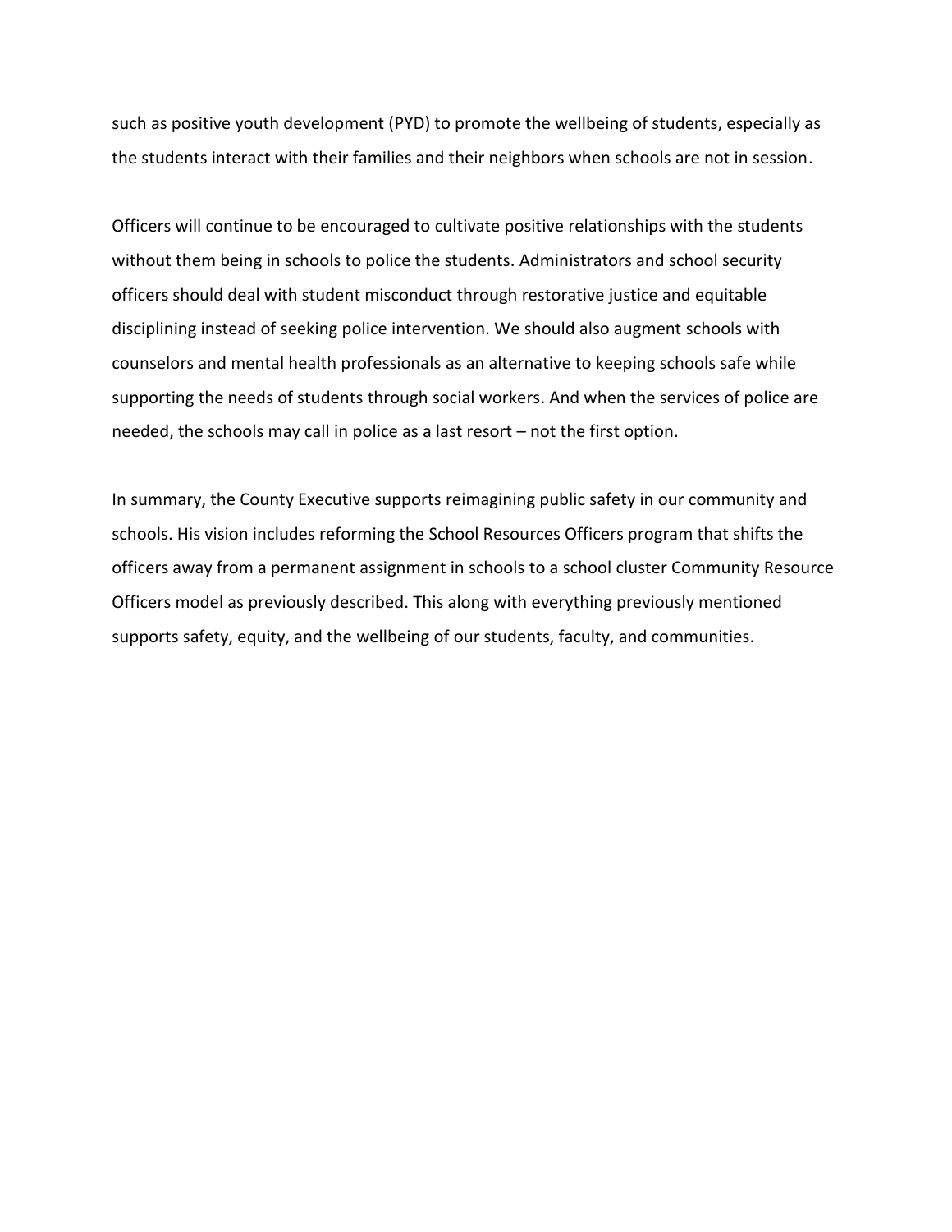such as positive youth development (PYD) to promote the wellbeing of students, especially as the students interact with their families and their neighbors when schools are not in session.

Officers will continue to be encouraged to cultivate positive relationships with the students without them being in schools to police the students. Administrators and school security officers should deal with student misconduct through restorative justice and equitable disciplining instead of seeking police intervention. We should also augment schools with counselors and mental health professionals as an alternative to keeping schools safe while supporting the needs of students through social workers. And when the services of police are needed, the schools may call in police as a last resort – not the first option.

In summary, the County Executive supports reimagining public safety in our community and schools. His vision includes reforming the School Resources Officers program that shifts the officers away from a permanent assignment in schools to a school cluster Community Resource Officers model as previously described. This along with everything previously mentioned supports safety, equity, and the wellbeing of our students, faculty, and communities.